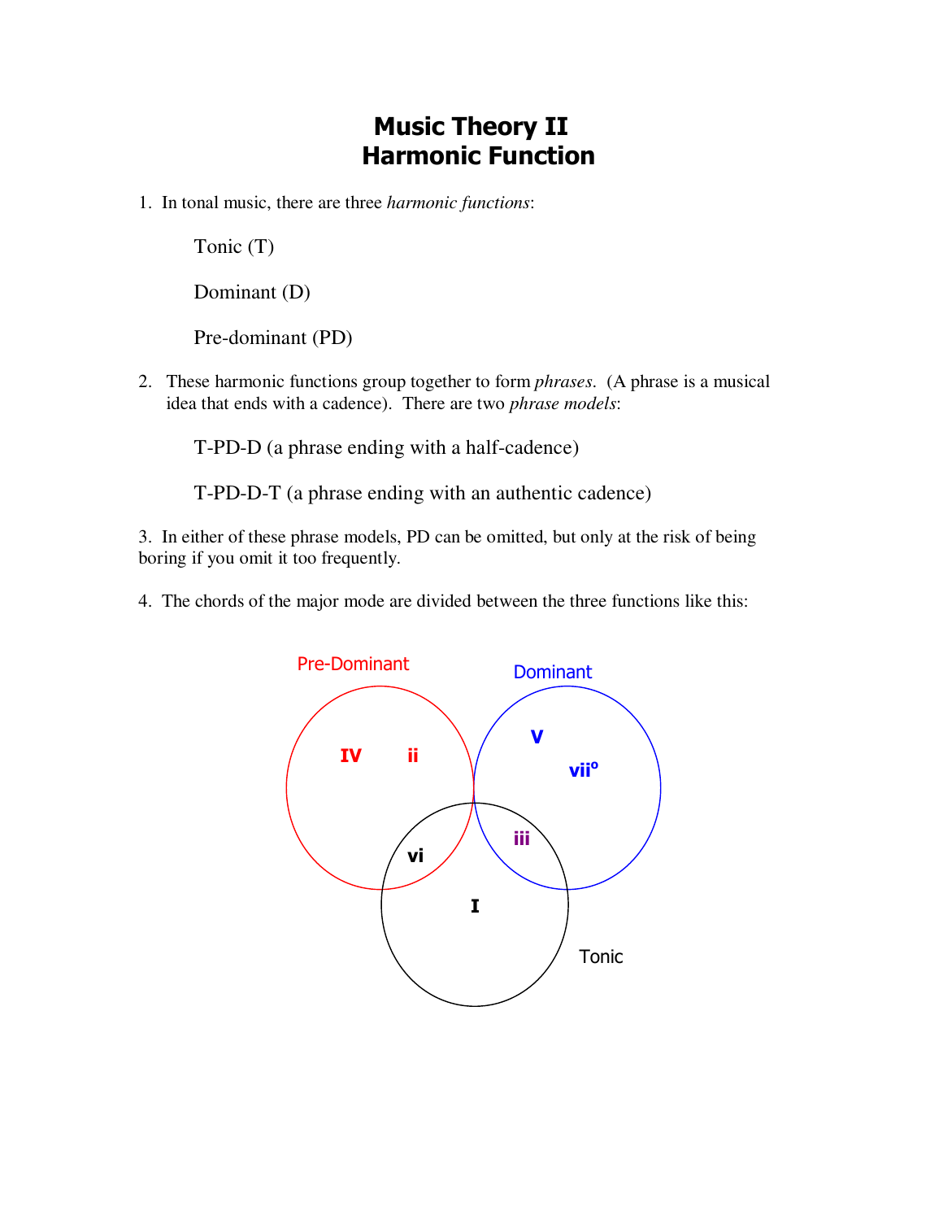# Music Theory II
# Harmonic Function

1. In tonal music, there are three *harmonic functions*:

   Tonic (T)

   Dominant (D)

   Pre-dominant (PD)

2. These harmonic functions group together to form *phrases*. (A phrase is a musical idea that ends with a cadence). There are two *phrase models*:

   T-PD-D (a phrase ending with a half-cadence)

   T-PD-D-T (a phrase ending with an authentic cadence)

3. In either of these phrase models, PD can be omitted, but only at the risk of being boring if you omit it too frequently.

4. The chords of the major mode are divided between the three functions like this:

Pre-Dominant

Dominant

IV ii

V

vii°

vi

iii

I

Tonic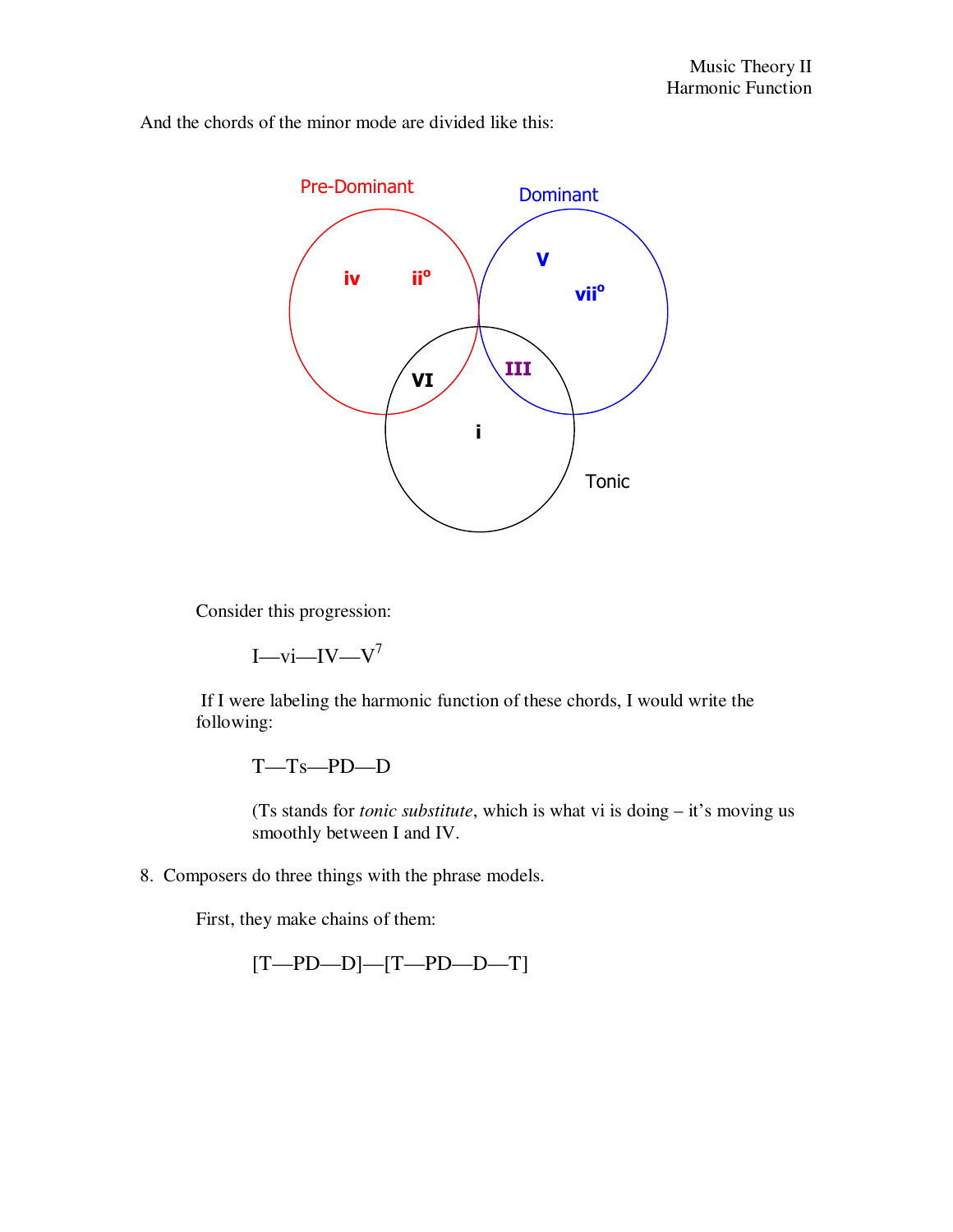And the chords of the minor mode are divided like this:

Pre-Dominant

iv ii°

Dominant

V

vii°

VI

III

i

Tonic

Consider this progression:

I—vi—IV—$V^7$

If I were labeling the harmonic function of these chords, I would write the following:

T—Ts—PD—D

(Ts stands for *tonic substitute*, which is what vi is doing – it's moving us smoothly between I and IV.

8. Composers do three things with the phrase models.

    First, they make chains of them:

    [T—PD—D]—[T—PD—D—T]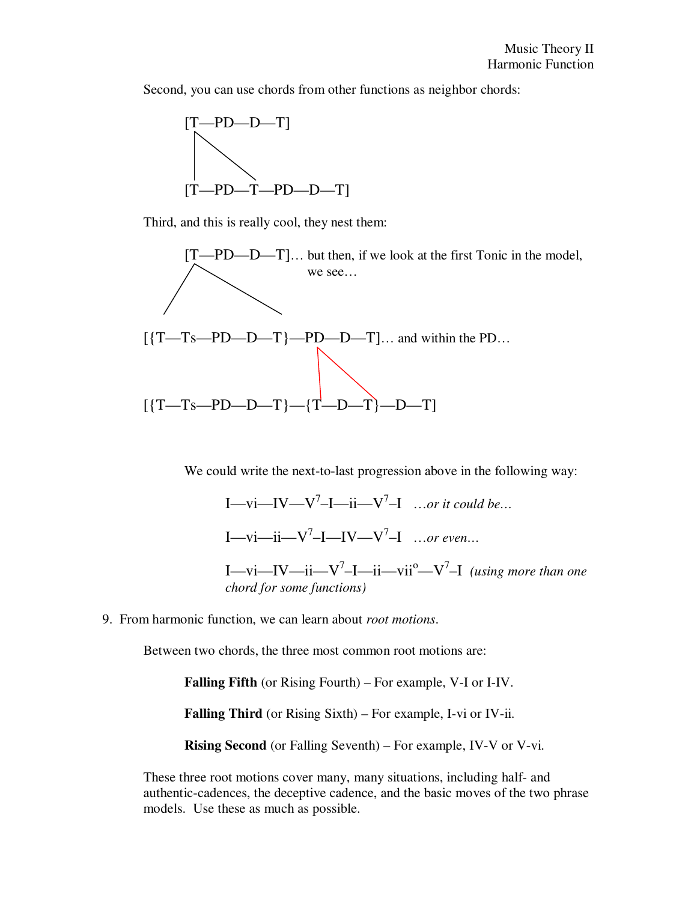Second, you can use chords from other functions as neighbor chords:

[T—PD—D—T]

[T—PD—T—PD—D—T]

Third, and this is really cool, they nest them:

[T—PD—D—T]… but then, if we look at the first Tonic in the model, we see…

[{T—Ts—PD—D—T}—PD—D—T]… and within the PD…

[{T—Ts—PD—D—T}—{T—D—T}—D—T]

We could write the next-to-last progression above in the following way:

I—vi—IV—V$^7$–I—ii—V$^7$–I   *…or it could be…*

I—vi—ii—V$^7$–I—IV—V$^7$–I   *…or even…*

I—vi—IV—ii—V$^7$–I—ii—vii$^o$—V$^7$–I  *(using more than one chord for some functions)*

9. From harmonic function, we can learn about *root motions*.

   Between two chords, the three most common root motions are:

   **Falling Fifth** (or Rising Fourth) – For example, V-I or I-IV.

   **Falling Third** (or Rising Sixth) – For example, I-vi or IV-ii.

   **Rising Second** (or Falling Seventh) – For example, IV-V or V-vi.

   These three root motions cover many, many situations, including half- and authentic-cadences, the deceptive cadence, and the basic moves of the two phrase models. Use these as much as possible.